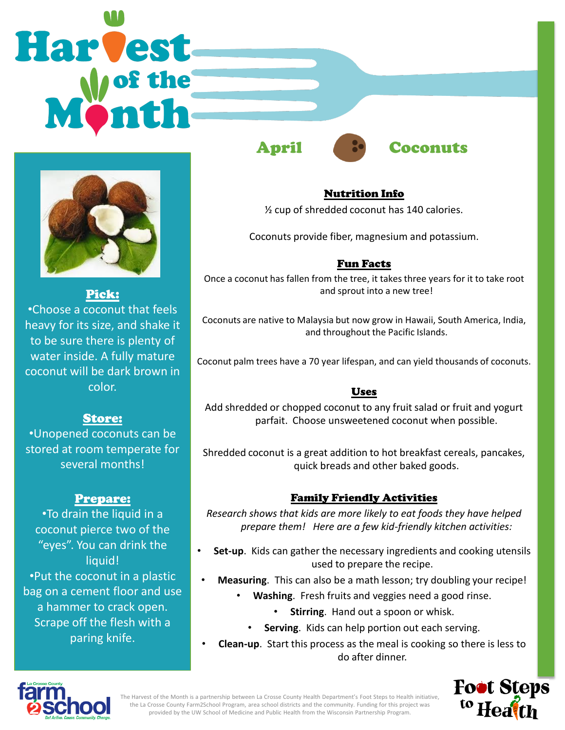# Harvest of the Month

## April — Coconuts

### Pick:

- Choose a coconut that feels heavy for its size, and shake it to be sure there is plenty of water inside. A fully mature coconut will be dark brown in color.

### Store:

- Unopened coconuts can be stored at room temperate for several months!

### Prepare:

- To drain the liquid in a coconut pierce two of the "eyes". You can drink the liquid!
- Put the coconut in a plastic bag on a cement floor and use a hammer to crack open. Scrape off the flesh with a paring knife.

### Nutrition Info

½ cup of shredded coconut has 140 calories.

Coconuts provide fiber, magnesium and potassium.

### Fun Facts

Once a coconut has fallen from the tree, it takes three years for it to take root and sprout into a new tree!

Coconuts are native to Malaysia but now grow in Hawaii, South America, India, and throughout the Pacific Islands.

Coconut palm trees have a 70 year lifespan, and can yield thousands of coconuts.

### Uses

Add shredded or chopped coconut to any fruit salad or fruit and yogurt parfait. Choose unsweetened coconut when possible.

Shredded coconut is a great addition to hot breakfast cereals, pancakes, quick breads and other baked goods.

### Family Friendly Activities

*Research shows that kids are more likely to eat foods they have helped prepare them! Here are a few kid-friendly kitchen activities:*

- **Set-up**. Kids can gather the necessary ingredients and cooking utensils used to prepare the recipe.
- **Measuring**. This can also be a math lesson; try doubling your recipe!
- **Washing**. Fresh fruits and veggies need a good rinse.
- **Stirring**. Hand out a spoon or whisk.
- **Serving**. Kids can help portion out each serving.
- **Clean-up**. Start this process as the meal is cooking so there is less to do after dinner.

La Crosse County farm2school — Get Active. Cause. Community. Change.

The Harvest of the Month is a partnership between La Crosse County Health Department's Foot Steps to Health initiative, the La Crosse County Farm2School Program, area school districts and the community. Funding for this project was provided by the UW School of Medicine and Public Health from the Wisconsin Partnership Program.

Foot Steps to Health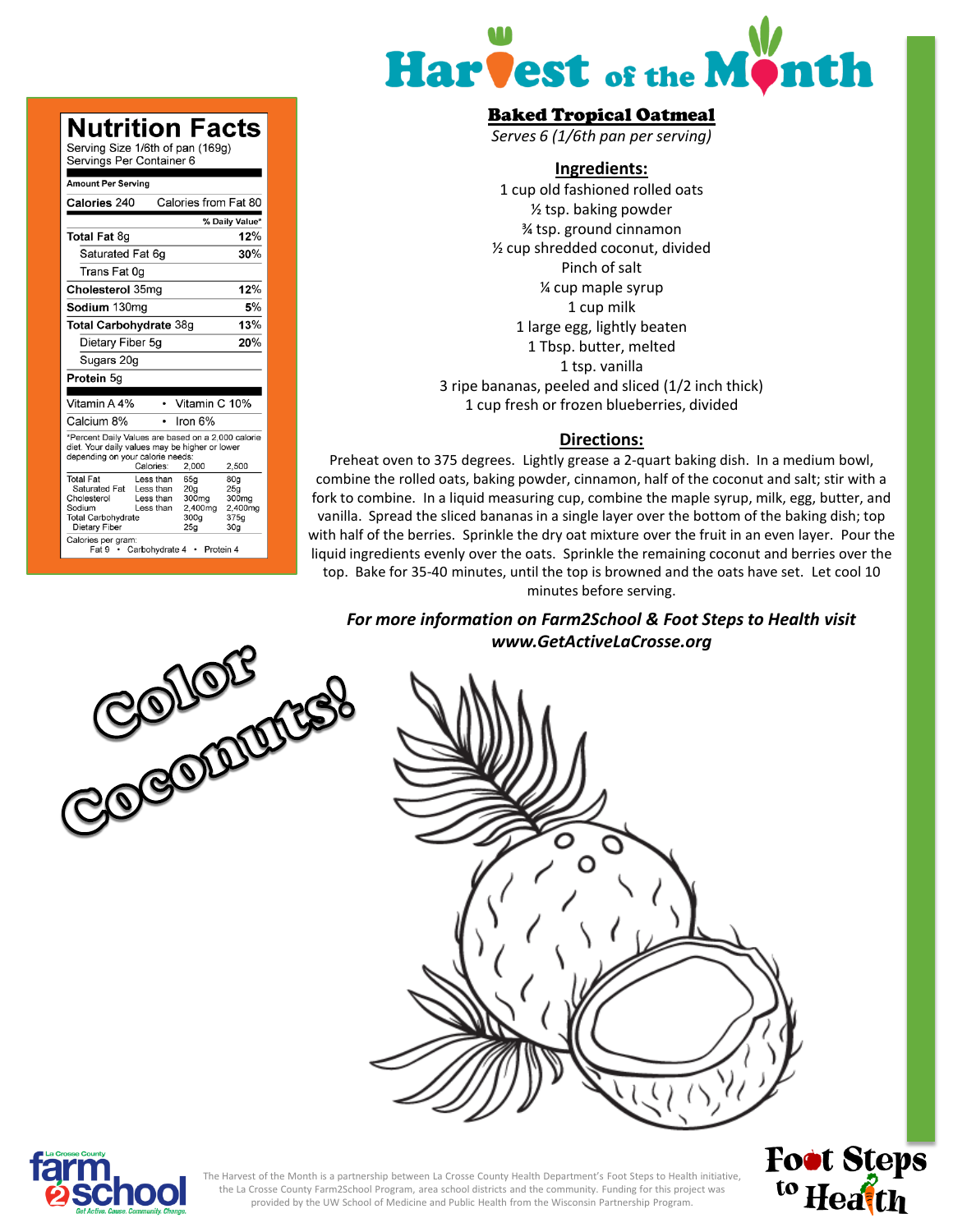# Harvest of the Month

## Nutrition Facts

Serving Size 1/6th of pan (169g)
Servings Per Container 6

| Amount Per Serving | |
|---|---|
| Calories 240 | Calories from Fat 80 |
| | % Daily Value* |
| **Total Fat** 8g | 12% |
| Saturated Fat 6g | 30% |
| Trans Fat 0g | |
| **Cholesterol** 35mg | 12% |
| **Sodium** 130mg | 5% |
| **Total Carbohydrate** 38g | 13% |
| Dietary Fiber 5g | 20% |
| Sugars 20g | |
| **Protein** 5g | |
| Vitamin A 4% | Vitamin C 10% |
| Calcium 8% | Iron 6% |

*Percent Daily Values are based on a 2,000 calorie diet. Your daily values may be higher or lower depending on your calorie needs:

| | | Calories: 2,000 | 2,500 |
|---|---|---|---|
| Total Fat | Less than | 65g | 80g |
| Saturated Fat | Less than | 20g | 25g |
| Cholesterol | Less than | 300mg | 300mg |
| Sodium | Less than | 2,400mg | 2,400mg |
| Total Carbohydrate | | 300g | 375g |
| Dietary Fiber | | 25g | 30g |

Calories per gram:
Fat 9 • Carbohydrate 4 • Protein 4

## Baked Tropical Oatmeal

*Serves 6 (1/6th pan per serving)*

### Ingredients:

1 cup old fashioned rolled oats
½ tsp. baking powder
¾ tsp. ground cinnamon
½ cup shredded coconut, divided
Pinch of salt
¼ cup maple syrup
1 cup milk
1 large egg, lightly beaten
1 Tbsp. butter, melted
1 tsp. vanilla
3 ripe bananas, peeled and sliced (1/2 inch thick)
1 cup fresh or frozen blueberries, divided

### Directions:

Preheat oven to 375 degrees. Lightly grease a 2-quart baking dish. In a medium bowl, combine the rolled oats, baking powder, cinnamon, half of the coconut and salt; stir with a fork to combine. In a liquid measuring cup, combine the maple syrup, milk, egg, butter, and vanilla. Spread the sliced bananas in a single layer over the bottom of the baking dish; top with half of the berries. Sprinkle the dry oat mixture over the fruit in an even layer. Pour the liquid ingredients evenly over the oats. Sprinkle the remaining coconut and berries over the top. Bake for 35-40 minutes, until the top is browned and the oats have set. Let cool 10 minutes before serving.

***For more information on Farm2School & Foot Steps to Health visit www.GetActiveLaCrosse.org***

Color Coconuts!

The Harvest of the Month is a partnership between La Crosse County Health Department's Foot Steps to Health initiative, the La Crosse County Farm2School Program, area school districts and the community. Funding for this project was provided by the UW School of Medicine and Public Health from the Wisconsin Partnership Program.

Foot Steps to Health